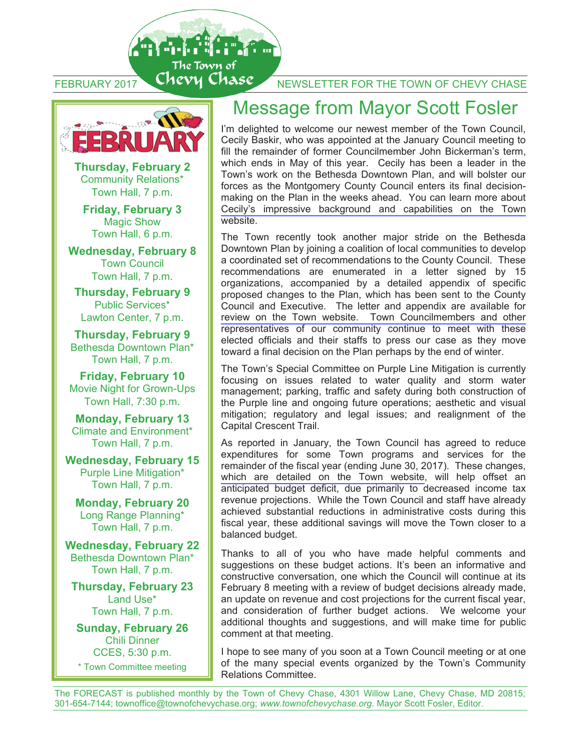FEBRUARY 2017 — The Town of Chevy Chase — NEWSLETTER FOR THE TOWN OF CHEVY CHASE

## FEBRUARY

**Thursday, February 2**
Community Relations*
Town Hall, 7 p.m.

**Friday, February 3**
Magic Show
Town Hall, 6 p.m.

**Wednesday, February 8**
Town Council
Town Hall, 7 p.m.

**Thursday, February 9**
Public Services*
Lawton Center, 7 p.m.

**Thursday, February 9**
Bethesda Downtown Plan*
Town Hall, 7 p.m.

**Friday, February 10**
Movie Night for Grown-Ups
Town Hall, 7:30 p.m.

**Monday, February 13**
Climate and Environment*
Town Hall, 7 p.m.

**Wednesday, February 15**
Purple Line Mitigation*
Town Hall, 7 p.m.

**Monday, February 20**
Long Range Planning*
Town Hall, 7 p.m.

**Wednesday, February 22**
Bethesda Downtown Plan*
Town Hall, 7 p.m.

**Thursday, February 23**
Land Use*
Town Hall, 7 p.m.

**Sunday, February 26**
Chili Dinner
CCES, 5:30 p.m.

\* Town Committee meeting

# Message from Mayor Scott Fosler

I'm delighted to welcome our newest member of the Town Council, Cecily Baskir, who was appointed at the January Council meeting to fill the remainder of former Councilmember John Bickerman's term, which ends in May of this year. Cecily has been a leader in the Town's work on the Bethesda Downtown Plan, and will bolster our forces as the Montgomery County Council enters its final decision-making on the Plan in the weeks ahead. You can learn more about Cecily's impressive background and capabilities on the Town website.

The Town recently took another major stride on the Bethesda Downtown Plan by joining a coalition of local communities to develop a coordinated set of recommendations to the County Council. These recommendations are enumerated in a letter signed by 15 organizations, accompanied by a detailed appendix of specific proposed changes to the Plan, which has been sent to the County Council and Executive. The letter and appendix are available for review on the Town website. Town Councilmembers and other representatives of our community continue to meet with these elected officials and their staffs to press our case as they move toward a final decision on the Plan perhaps by the end of winter.

The Town's Special Committee on Purple Line Mitigation is currently focusing on issues related to water quality and storm water management; parking, traffic and safety during both construction of the Purple line and ongoing future operations; aesthetic and visual mitigation; regulatory and legal issues; and realignment of the Capital Crescent Trail.

As reported in January, the Town Council has agreed to reduce expenditures for some Town programs and services for the remainder of the fiscal year (ending June 30, 2017). These changes, which are detailed on the Town website, will help offset an anticipated budget deficit, due primarily to decreased income tax revenue projections. While the Town Council and staff have already achieved substantial reductions in administrative costs during this fiscal year, these additional savings will move the Town closer to a balanced budget.

Thanks to all of you who have made helpful comments and suggestions on these budget actions. It's been an informative and constructive conversation, one which the Council will continue at its February 8 meeting with a review of budget decisions already made, an update on revenue and cost projections for the current fiscal year, and consideration of further budget actions. We welcome your additional thoughts and suggestions, and will make time for public comment at that meeting.

I hope to see many of you soon at a Town Council meeting or at one of the many special events organized by the Town's Community Relations Committee.

The FORECAST is published monthly by the Town of Chevy Chase, 4301 Willow Lane, Chevy Chase, MD 20815; 301-654-7144; townoffice@townofchevychase.org; *www.townofchevychase.org*. Mayor Scott Fosler, Editor.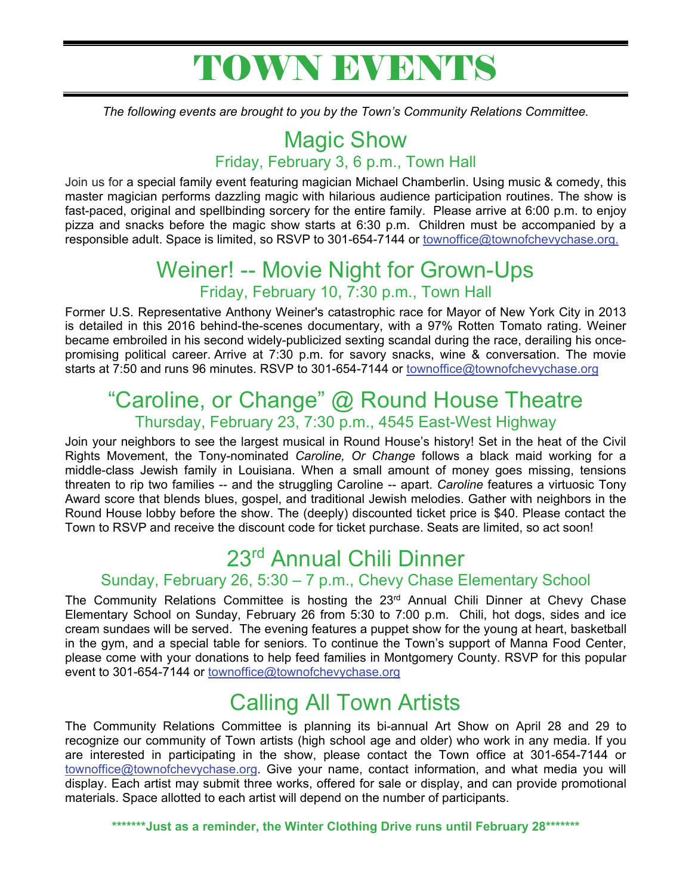# TOWN EVENTS

*The following events are brought to you by the Town's Community Relations Committee.*

## Magic Show

### Friday, February 3, 6 p.m., Town Hall

Join us for a special family event featuring magician Michael Chamberlin. Using music & comedy, this master magician performs dazzling magic with hilarious audience participation routines. The show is fast-paced, original and spellbinding sorcery for the entire family. Please arrive at 6:00 p.m. to enjoy pizza and snacks before the magic show starts at 6:30 p.m. Children must be accompanied by a responsible adult. Space is limited, so RSVP to 301-654-7144 or townoffice@townofchevychase.org.

## Weiner! -- Movie Night for Grown-Ups

### Friday, February 10, 7:30 p.m., Town Hall

Former U.S. Representative Anthony Weiner's catastrophic race for Mayor of New York City in 2013 is detailed in this 2016 behind-the-scenes documentary, with a 97% Rotten Tomato rating. Weiner became embroiled in his second widely-publicized sexting scandal during the race, derailing his once-promising political career. Arrive at 7:30 p.m. for savory snacks, wine & conversation. The movie starts at 7:50 and runs 96 minutes. RSVP to 301-654-7144 or townoffice@townofchevychase.org

## "Caroline, or Change" @ Round House Theatre

### Thursday, February 23, 7:30 p.m., 4545 East-West Highway

Join your neighbors to see the largest musical in Round House's history! Set in the heat of the Civil Rights Movement, the Tony-nominated *Caroline, Or Change* follows a black maid working for a middle-class Jewish family in Louisiana. When a small amount of money goes missing, tensions threaten to rip two families -- and the struggling Caroline -- apart. *Caroline* features a virtuosic Tony Award score that blends blues, gospel, and traditional Jewish melodies. Gather with neighbors in the Round House lobby before the show. The (deeply) discounted ticket price is $40. Please contact the Town to RSVP and receive the discount code for ticket purchase. Seats are limited, so act soon!

## 23rd Annual Chili Dinner

### Sunday, February 26, 5:30 – 7 p.m., Chevy Chase Elementary School

The Community Relations Committee is hosting the 23rd Annual Chili Dinner at Chevy Chase Elementary School on Sunday, February 26 from 5:30 to 7:00 p.m. Chili, hot dogs, sides and ice cream sundaes will be served. The evening features a puppet show for the young at heart, basketball in the gym, and a special table for seniors. To continue the Town's support of Manna Food Center, please come with your donations to help feed families in Montgomery County. RSVP for this popular event to 301-654-7144 or townoffice@townofchevychase.org

## Calling All Town Artists

The Community Relations Committee is planning its bi-annual Art Show on April 28 and 29 to recognize our community of Town artists (high school age and older) who work in any media. If you are interested in participating in the show, please contact the Town office at 301-654-7144 or townoffice@townofchevychase.org. Give your name, contact information, and what media you will display. Each artist may submit three works, offered for sale or display, and can provide promotional materials. Space allotted to each artist will depend on the number of participants.

**\*\*\*\*\*\*\*Just as a reminder, the Winter Clothing Drive runs until February 28\*\*\*\*\*\*\***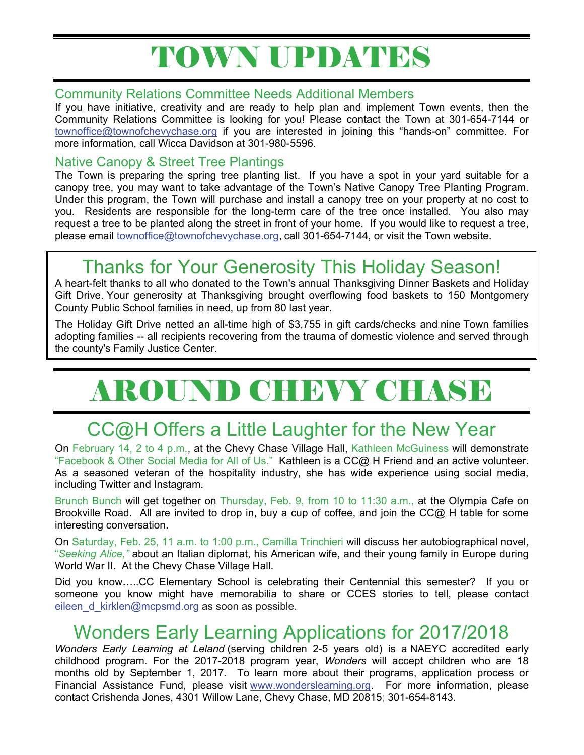# TOWN UPDATES

## Community Relations Committee Needs Additional Members

If you have initiative, creativity and are ready to help plan and implement Town events, then the Community Relations Committee is looking for you! Please contact the Town at 301-654-7144 or townoffice@townofchevychase.org if you are interested in joining this "hands-on" committee. For more information, call Wicca Davidson at 301-980-5596.

## Native Canopy & Street Tree Plantings

The Town is preparing the spring tree planting list. If you have a spot in your yard suitable for a canopy tree, you may want to take advantage of the Town's Native Canopy Tree Planting Program. Under this program, the Town will purchase and install a canopy tree on your property at no cost to you. Residents are responsible for the long-term care of the tree once installed. You also may request a tree to be planted along the street in front of your home. If you would like to request a tree, please email townoffice@townofchevychase.org, call 301-654-7144, or visit the Town website.

## Thanks for Your Generosity This Holiday Season!

A heart-felt thanks to all who donated to the Town's annual Thanksgiving Dinner Baskets and Holiday Gift Drive. Your generosity at Thanksgiving brought overflowing food baskets to 150 Montgomery County Public School families in need, up from 80 last year.

The Holiday Gift Drive netted an all-time high of $3,755 in gift cards/checks and nine Town families adopting families -- all recipients recovering from the trauma of domestic violence and served through the county's Family Justice Center.

# AROUND CHEVY CHASE

## CC@H Offers a Little Laughter for the New Year

On February 14, 2 to 4 p.m., at the Chevy Chase Village Hall, Kathleen McGuiness will demonstrate "Facebook & Other Social Media for All of Us." Kathleen is a CC@ H Friend and an active volunteer. As a seasoned veteran of the hospitality industry, she has wide experience using social media, including Twitter and Instagram.

Brunch Bunch will get together on Thursday, Feb. 9, from 10 to 11:30 a.m., at the Olympia Cafe on Brookville Road. All are invited to drop in, buy a cup of coffee, and join the CC@ H table for some interesting conversation.

On Saturday, Feb. 25, 11 a.m. to 1:00 p.m., Camilla Trinchieri will discuss her autobiographical novel, "*Seeking Alice,*" about an Italian diplomat, his American wife, and their young family in Europe during World War II. At the Chevy Chase Village Hall.

Did you know…..CC Elementary School is celebrating their Centennial this semester? If you or someone you know might have memorabilia to share or CCES stories to tell, please contact eileen_d_kirklen@mcpsmd.org as soon as possible.

## Wonders Early Learning Applications for 2017/2018

*Wonders Early Learning at Leland* (serving children 2-5 years old) is a NAEYC accredited early childhood program. For the 2017-2018 program year, *Wonders* will accept children who are 18 months old by September 1, 2017. To learn more about their programs, application process or Financial Assistance Fund, please visit www.wonderslearning.org. For more information, please contact Crishenda Jones, 4301 Willow Lane, Chevy Chase, MD 20815; 301-654-8143.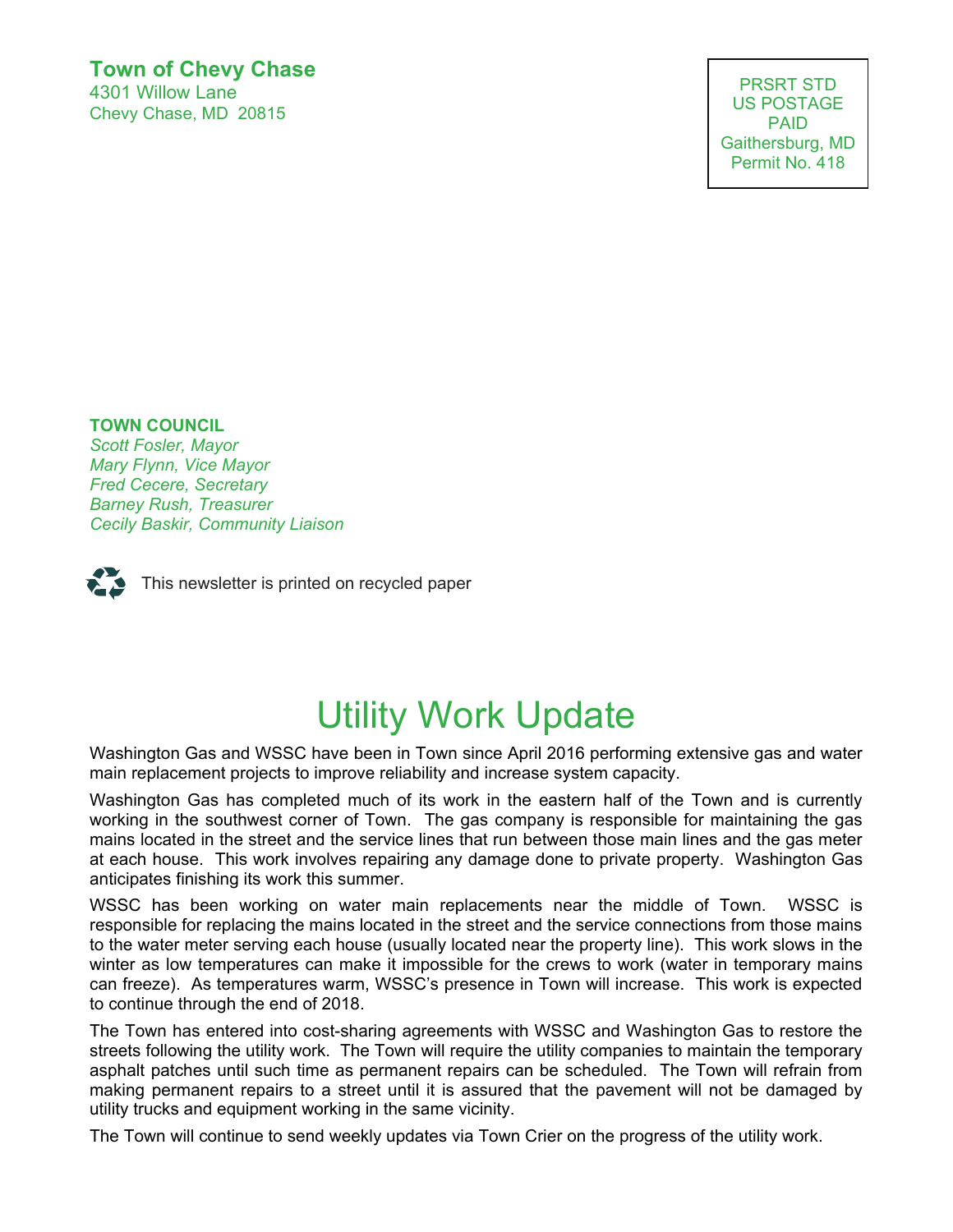**Town of Chevy Chase**
4301 Willow Lane
Chevy Chase, MD 20815

PRSRT STD
US POSTAGE
PAID
Gaithersburg, MD
Permit No. 418

**TOWN COUNCIL**
*Scott Fosler, Mayor*
*Mary Flynn, Vice Mayor*
*Fred Cecere, Secretary*
*Barney Rush, Treasurer*
*Cecily Baskir, Community Liaison*

This newsletter is printed on recycled paper

# Utility Work Update

Washington Gas and WSSC have been in Town since April 2016 performing extensive gas and water main replacement projects to improve reliability and increase system capacity.

Washington Gas has completed much of its work in the eastern half of the Town and is currently working in the southwest corner of Town. The gas company is responsible for maintaining the gas mains located in the street and the service lines that run between those main lines and the gas meter at each house. This work involves repairing any damage done to private property. Washington Gas anticipates finishing its work this summer.

WSSC has been working on water main replacements near the middle of Town. WSSC is responsible for replacing the mains located in the street and the service connections from those mains to the water meter serving each house (usually located near the property line). This work slows in the winter as low temperatures can make it impossible for the crews to work (water in temporary mains can freeze). As temperatures warm, WSSC's presence in Town will increase. This work is expected to continue through the end of 2018.

The Town has entered into cost-sharing agreements with WSSC and Washington Gas to restore the streets following the utility work. The Town will require the utility companies to maintain the temporary asphalt patches until such time as permanent repairs can be scheduled. The Town will refrain from making permanent repairs to a street until it is assured that the pavement will not be damaged by utility trucks and equipment working in the same vicinity.

The Town will continue to send weekly updates via Town Crier on the progress of the utility work.